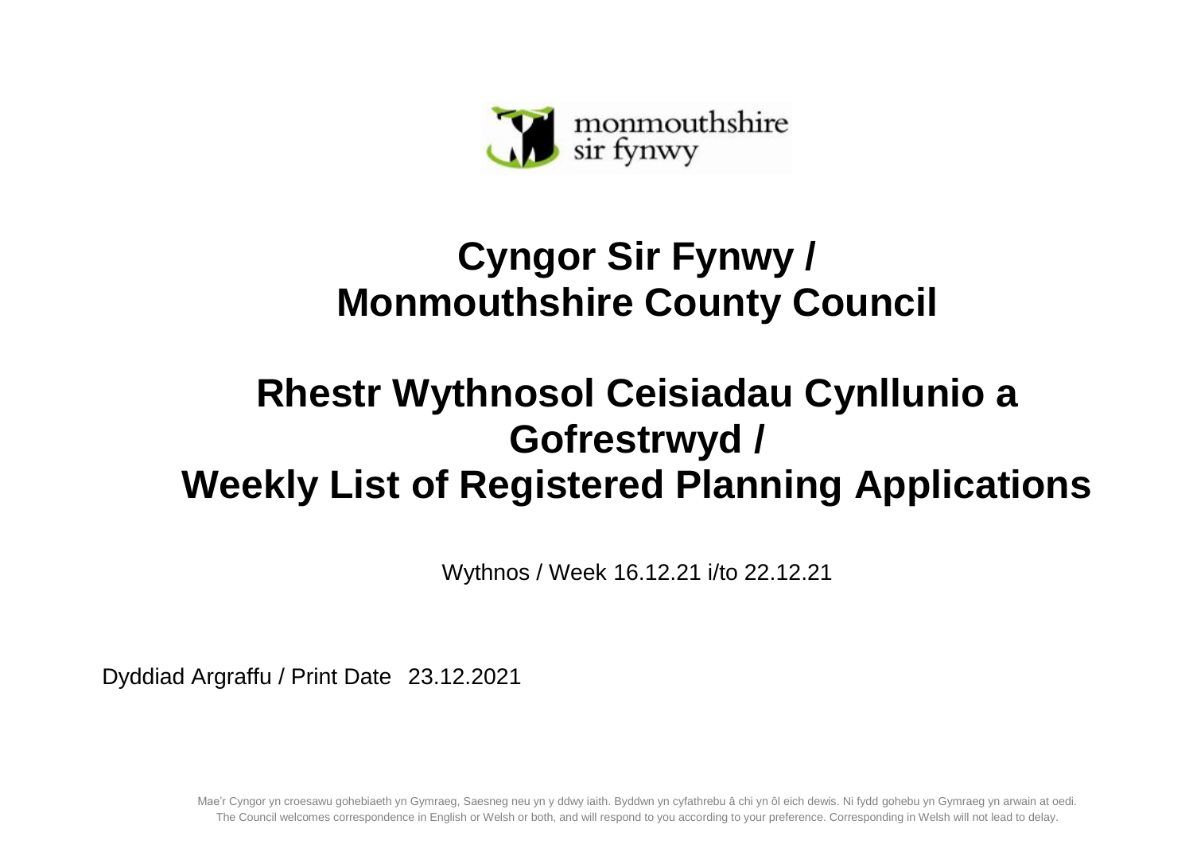monmouthshire
sir fynwy

# Cyngor Sir Fynwy / Monmouthshire County Council

# Rhestr Wythnosol Ceisiadau Cynllunio a Gofrestrwyd / Weekly List of Registered Planning Applications

Wythnos / Week 16.12.21 i/to 22.12.21

Dyddiad Argraffu / Print Date 23.12.2021

Mae'r Cyngor yn croesawu gohebiaeth yn Gymraeg, Saesneg neu yn y ddwy iaith. Byddwn yn cyfathrebu â chi yn ôl eich dewis. Ni fydd gohebu yn Gymraeg yn arwain at oedi.
The Council welcomes correspondence in English or Welsh or both, and will respond to you according to your preference. Corresponding in Welsh will not lead to delay.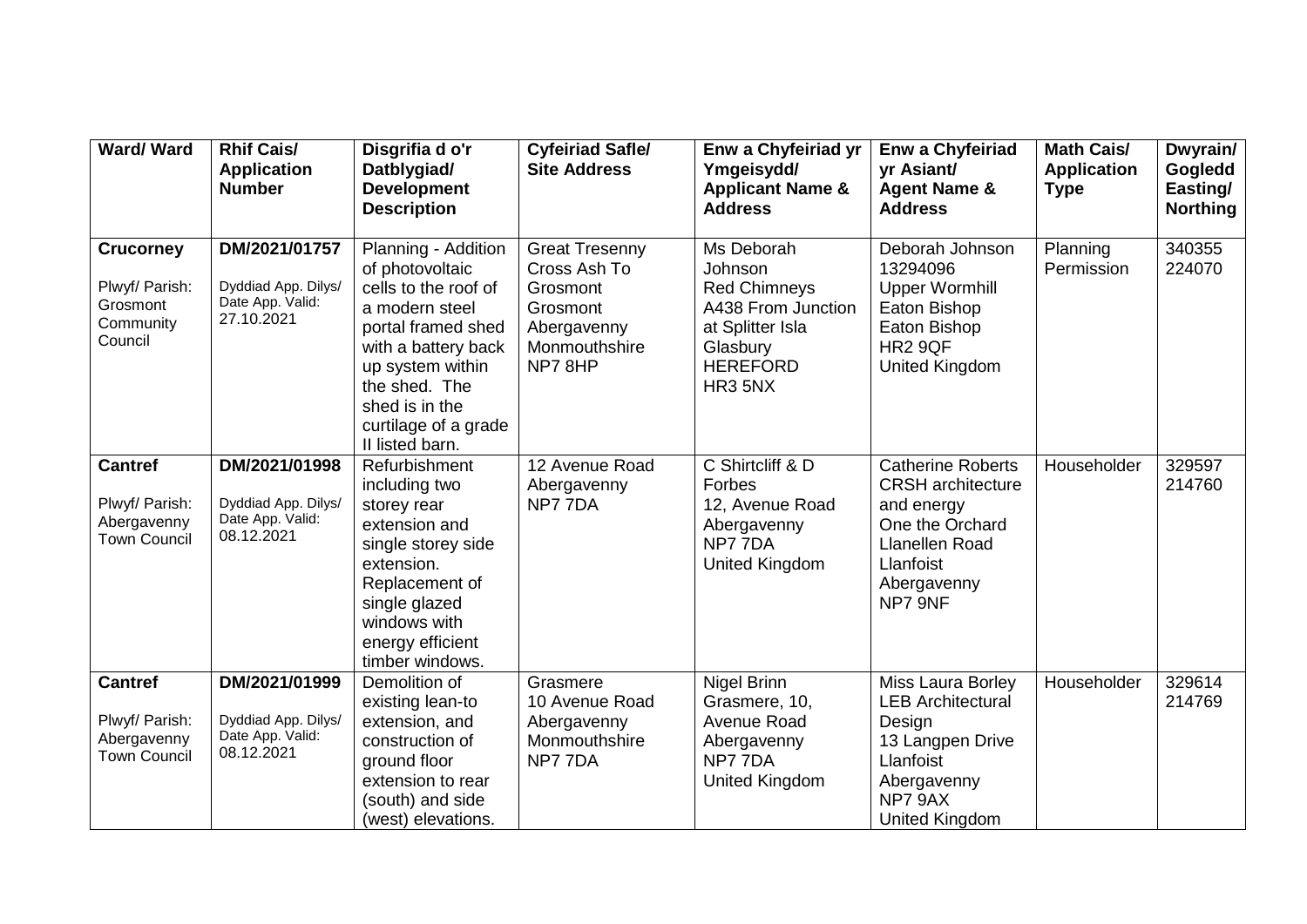| **Ward/ Ward** | **Rhif Cais/ Application Number** | **Disgrifia d o'r Datblygiad/ Development Description** | **Cyfeiriad Safle/ Site Address** | **Enw a Chyfeiriad yr Ymgeisydd/ Applicant Name & Address** | **Enw a Chyfeiriad yr Asiant/ Agent Name & Address** | **Math Cais/ Application Type** | **Dwyrain/ Gogledd Easting/ Northing** |
|---|---|---|---|---|---|---|---|
| **Crucorney** Plwyf/ Parish: Grosmont Community Council | **DM/2021/01757** Dyddiad App. Dilys/ Date App. Valid: 27.10.2021 | Planning - Addition of photovoltaic cells to the roof of a modern steel portal framed shed with a battery back up system within the shed. The shed is in the curtilage of a grade II listed barn. | Great Tresenny Cross Ash To Grosmont Grosmont Abergavenny Monmouthshire NP7 8HP | Ms Deborah Johnson Red Chimneys A438 From Junction at Splitter Isla Glasbury HEREFORD HR3 5NX | Deborah Johnson 13294096 Upper Wormhill Eaton Bishop Eaton Bishop HR2 9QF United Kingdom | Planning Permission | 340355 224070 |
| **Cantref** Plwyf/ Parish: Abergavenny Town Council | **DM/2021/01998** Dyddiad App. Dilys/ Date App. Valid: 08.12.2021 | Refurbishment including two storey rear extension and single storey side extension. Replacement of single glazed windows with energy efficient timber windows. | 12 Avenue Road Abergavenny NP7 7DA | C Shirtcliff & D Forbes 12, Avenue Road Abergavenny NP7 7DA United Kingdom | Catherine Roberts CRSH architecture and energy One the Orchard Llanellen Road Llanfoist Abergavenny NP7 9NF | Householder | 329597 214760 |
| **Cantref** Plwyf/ Parish: Abergavenny Town Council | **DM/2021/01999** Dyddiad App. Dilys/ Date App. Valid: 08.12.2021 | Demolition of existing lean-to extension, and construction of ground floor extension to rear (south) and side (west) elevations. | Grasmere 10 Avenue Road Abergavenny Monmouthshire NP7 7DA | Nigel Brinn Grasmere, 10, Avenue Road Abergavenny NP7 7DA United Kingdom | Miss Laura Borley LEB Architectural Design 13 Langpen Drive Llanfoist Abergavenny NP7 9AX United Kingdom | Householder | 329614 214769 |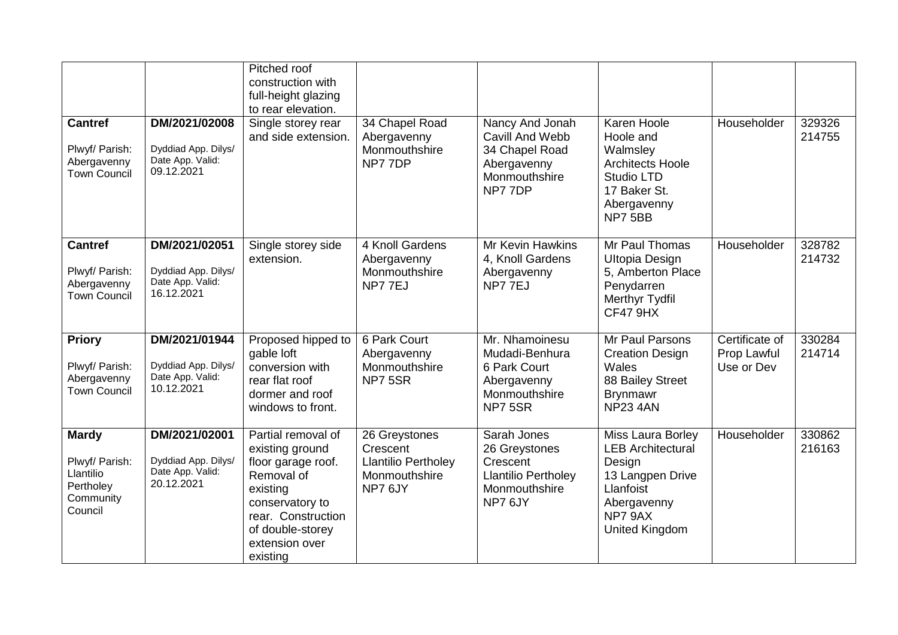| | | | | | | | |
|---|---|---|---|---|---|---|---|
| | | Pitched roof construction with full-height glazing to rear elevation. | | | | | |
| **Cantref**<br><br>Plwyf/ Parish: Abergavenny Town Council | **DM/2021/02008**<br><br>Dyddiad App. Dilys/ Date App. Valid: 09.12.2021 | Single storey rear and side extension. | 34 Chapel Road Abergavenny Monmouthshire NP7 7DP | Nancy And Jonah Cavill And Webb 34 Chapel Road Abergavenny Monmouthshire NP7 7DP | Karen Hoole Hoole and Walmsley Architects Hoole Studio LTD 17 Baker St. Abergavenny NP7 5BB | Householder | 329326 214755 |
| **Cantref**<br><br>Plwyf/ Parish: Abergavenny Town Council | **DM/2021/02051**<br><br>Dyddiad App. Dilys/ Date App. Valid: 16.12.2021 | Single storey side extension. | 4 Knoll Gardens Abergavenny Monmouthshire NP7 7EJ | Mr Kevin Hawkins 4, Knoll Gardens Abergavenny NP7 7EJ | Mr Paul Thomas Ultopia Design 5, Amberton Place Penydarren Merthyr Tydfil CF47 9HX | Householder | 328782 214732 |
| **Priory**<br><br>Plwyf/ Parish: Abergavenny Town Council | **DM/2021/01944**<br><br>Dyddiad App. Dilys/ Date App. Valid: 10.12.2021 | Proposed hipped to gable loft conversion with rear flat roof dormer and roof windows to front. | 6 Park Court Abergavenny Monmouthshire NP7 5SR | Mr. Nhamoinesu Mudadi-Benhura 6 Park Court Abergavenny Monmouthshire NP7 5SR | Mr Paul Parsons Creation Design Wales 88 Bailey Street Brynmawr NP23 4AN | Certificate of Prop Lawful Use or Dev | 330284 214714 |
| **Mardy**<br><br>Plwyf/ Parish: Llantilio Pertholey Community Council | **DM/2021/02001**<br><br>Dyddiad App. Dilys/ Date App. Valid: 20.12.2021 | Partial removal of existing ground floor garage roof. Removal of existing conservatory to rear. Construction of double-storey extension over existing | 26 Greystones Crescent Llantilio Pertholey Monmouthshire NP7 6JY | Sarah Jones 26 Greystones Crescent Llantilio Pertholey Monmouthshire NP7 6JY | Miss Laura Borley LEB Architectural Design 13 Langpen Drive Llanfoist Abergavenny NP7 9AX United Kingdom | Householder | 330862 216163 |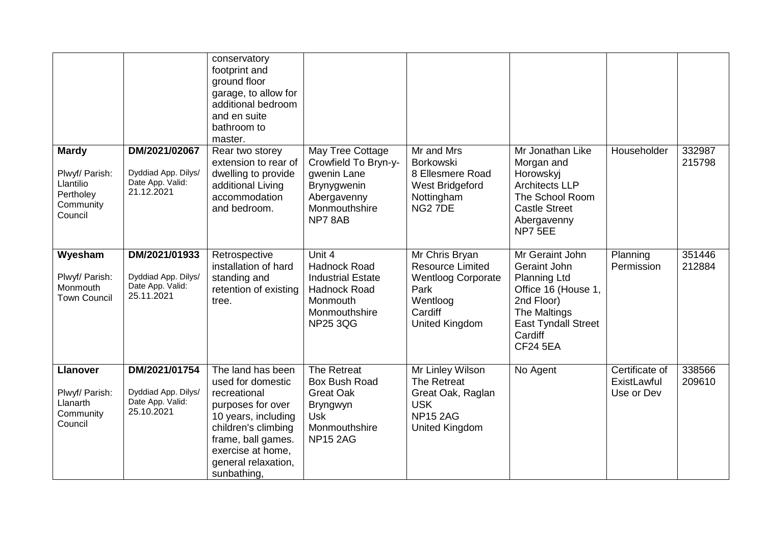| | | conservatory footprint and ground floor garage, to allow for additional bedroom and en suite bathroom to master. | | | | | |
|---|---|---|---|---|---|---|---|
| **Mardy**<br><br>Plwyf/ Parish: Llantilio Pertholey Community Council | DM/2021/02067<br><br>Dyddiad App. Dilys/ Date App. Valid: 21.12.2021 | Rear two storey extension to rear of dwelling to provide additional Living accommodation and bedroom. | May Tree Cottage Crowfield To Bryn-y-gwenin Lane Brynygwenin Abergavenny Monmouthshire NP7 8AB | Mr and Mrs Borkowski 8 Ellesmere Road West Bridgeford Nottingham NG2 7DE | Mr Jonathan Like Morgan and Horowskyj Architects LLP The School Room Castle Street Abergavenny NP7 5EE | Householder | 332987 215798 |
| **Wyesham**<br><br>Plwyf/ Parish: Monmouth Town Council | DM/2021/01933<br><br>Dyddiad App. Dilys/ Date App. Valid: 25.11.2021 | Retrospective installation of hard standing and retention of existing tree. | Unit 4 Hadnock Road Industrial Estate Hadnock Road Monmouth Monmouthshire NP25 3QG | Mr Chris Bryan Resource Limited Wentloog Corporate Park Wentloog Cardiff United Kingdom | Mr Geraint John Geraint John Planning Ltd Office 16 (House 1, 2nd Floor) The Maltings East Tyndall Street Cardiff CF24 5EA | Planning Permission | 351446 212884 |
| **Llanover**<br><br>Plwyf/ Parish: Llanarth Community Council | DM/2021/01754<br><br>Dyddiad App. Dilys/ Date App. Valid: 25.10.2021 | The land has been used for domestic recreational purposes for over 10 years, including children's climbing frame, ball games. exercise at home, general relaxation, sunbathing, | The Retreat Box Bush Road Great Oak Bryngwyn Usk Monmouthshire NP15 2AG | Mr Linley Wilson The Retreat Great Oak, Raglan USK NP15 2AG United Kingdom | No Agent | Certificate of ExistLawful Use or Dev | 338566 209610 |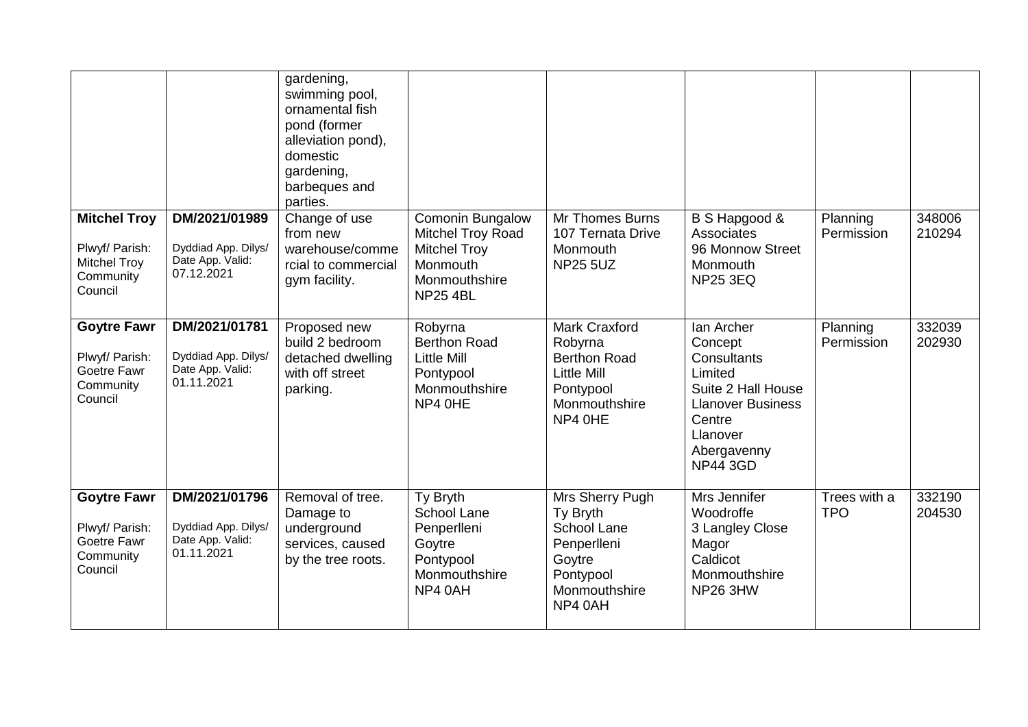| | | | | | | | |
|---|---|---|---|---|---|---|---|
| | | gardening, swimming pool, ornamental fish pond (former alleviation pond), domestic gardening, barbeques and parties. | | | | | |
| **Mitchel Troy**<br><br>Plwyf/ Parish: Mitchel Troy Community Council | **DM/2021/01989**<br><br>Dyddiad App. Dilys/ Date App. Valid: 07.12.2021 | Change of use from new warehouse/commercial to commercial gym facility. | Comonin Bungalow Mitchel Troy Road Mitchel Troy Monmouth Monmouthshire NP25 4BL | Mr Thomes Burns 107 Ternata Drive Monmouth NP25 5UZ | B S Hapgood & Associates 96 Monnow Street Monmouth NP25 3EQ | Planning Permission | 348006 210294 |
| **Goytre Fawr**<br><br>Plwyf/ Parish: Goetre Fawr Community Council | **DM/2021/01781**<br><br>Dyddiad App. Dilys/ Date App. Valid: 01.11.2021 | Proposed new build 2 bedroom detached dwelling with off street parking. | Robyrna Berthon Road Little Mill Pontypool Monmouthshire NP4 0HE | Mark Craxford Robyrna Berthon Road Little Mill Pontypool Monmouthshire NP4 0HE | Ian Archer Concept Consultants Limited Suite 2 Hall House Llanover Business Centre Llanover Abergavenny NP44 3GD | Planning Permission | 332039 202930 |
| **Goytre Fawr**<br><br>Plwyf/ Parish: Goetre Fawr Community Council | **DM/2021/01796**<br><br>Dyddiad App. Dilys/ Date App. Valid: 01.11.2021 | Removal of tree. Damage to underground services, caused by the tree roots. | Ty Bryth School Lane Penperlleni Goytre Pontypool Monmouthshire NP4 0AH | Mrs Sherry Pugh Ty Bryth School Lane Penperlleni Goytre Pontypool Monmouthshire NP4 0AH | Mrs Jennifer Woodroffe 3 Langley Close Magor Caldicot Monmouthshire NP26 3HW | Trees with a TPO | 332190 204530 |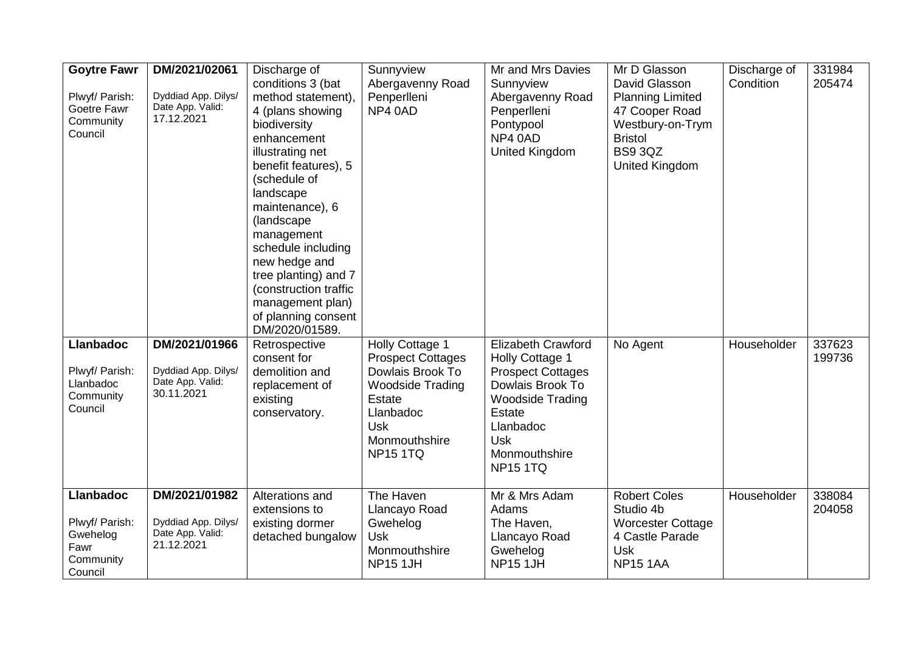| | | | | | | | |
|---|---|---|---|---|---|---|---|
| **Goytre Fawr**<br><br>Plwyf/ Parish: Goetre Fawr Community Council | **DM/2021/02061**<br><br>Dyddiad App. Dilys/ Date App. Valid: 17.12.2021 | Discharge of conditions 3 (bat method statement), 4 (plans showing biodiversity enhancement illustrating net benefit features), 5 (schedule of landscape maintenance), 6 (landscape management schedule including new hedge and tree planting) and 7 (construction traffic management plan) of planning consent DM/2020/01589. | Sunnyview<br>Abergavenny Road<br>Penperlleni<br>NP4 0AD | Mr and Mrs Davies<br>Sunnyview<br>Abergavenny Road<br>Penperlleni<br>Pontypool<br>NP4 0AD<br>United Kingdom | Mr D Glasson<br>David Glasson Planning Limited<br>47 Cooper Road<br>Westbury-on-Trym<br>Bristol<br>BS9 3QZ<br>United Kingdom | Discharge of Condition | 331984<br>205474 |
| **Llanbadoc**<br><br>Plwyf/ Parish: Llanbadoc Community Council | **DM/2021/01966**<br><br>Dyddiad App. Dilys/ Date App. Valid: 30.11.2021 | Retrospective consent for demolition and replacement of existing conservatory. | Holly Cottage 1<br>Prospect Cottages<br>Dowlais Brook To Woodside Trading Estate<br>Llanbadoc<br>Usk<br>Monmouthshire<br>NP15 1TQ | Elizabeth Crawford<br>Holly Cottage 1<br>Prospect Cottages<br>Dowlais Brook To Woodside Trading Estate<br>Llanbadoc<br>Usk<br>Monmouthshire<br>NP15 1TQ | No Agent | Householder | 337623<br>199736 |
| **Llanbadoc**<br><br>Plwyf/ Parish: Gwehelog Fawr Community Council | **DM/2021/01982**<br><br>Dyddiad App. Dilys/ Date App. Valid: 21.12.2021 | Alterations and extensions to existing dormer detached bungalow | The Haven<br>Llancayo Road<br>Gwehelog<br>Usk<br>Monmouthshire<br>NP15 1JH | Mr & Mrs Adam Adams<br>The Haven,<br>Llancayo Road<br>Gwehelog<br>NP15 1JH | Robert Coles<br>Studio 4b<br>Worcester Cottage<br>4 Castle Parade<br>Usk<br>NP15 1AA | Householder | 338084<br>204058 |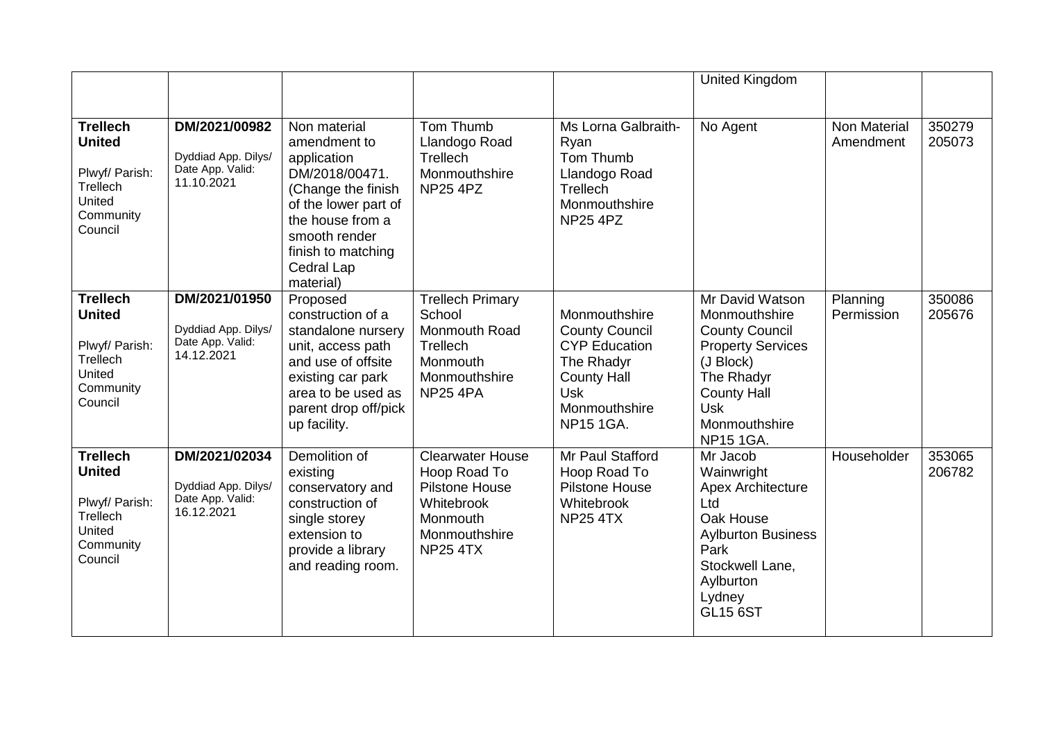| | | | | | United Kingdom | | |
|---|---|---|---|---|---|---|---|
| **Trellech United** Plwyf/ Parish: Trellech United Community Council | **DM/2021/00982** Dyddiad App. Dilys/ Date App. Valid: 11.10.2021 | Non material amendment to application DM/2018/00471. (Change the finish of the lower part of the house from a smooth render finish to matching Cedral Lap material) | Tom Thumb Llandogo Road Trellech Monmouthshire NP25 4PZ | Ms Lorna Galbraith-Ryan Tom Thumb Llandogo Road Trellech Monmouthshire NP25 4PZ | No Agent | Non Material Amendment | 350279 205073 |
| **Trellech United** Plwyf/ Parish: Trellech United Community Council | **DM/2021/01950** Dyddiad App. Dilys/ Date App. Valid: 14.12.2021 | Proposed construction of a standalone nursery unit, access path and use of offsite existing car park area to be used as parent drop off/pick up facility. | Trellech Primary School Monmouth Road Trellech Monmouth Monmouthshire NP25 4PA | Monmouthshire County Council CYP Education The Rhadyr County Hall Usk Monmouthshire NP15 1GA. | Mr David Watson Monmouthshire County Council Property Services (J Block) The Rhadyr County Hall Usk Monmouthshire NP15 1GA. | Planning Permission | 350086 205676 |
| **Trellech United** Plwyf/ Parish: Trellech United Community Council | **DM/2021/02034** Dyddiad App. Dilys/ Date App. Valid: 16.12.2021 | Demolition of existing conservatory and construction of single storey extension to provide a library and reading room. | Clearwater House Hoop Road To Pilstone House Whitebrook Monmouth Monmouthshire NP25 4TX | Mr Paul Stafford Hoop Road To Pilstone House Whitebrook NP25 4TX | Mr Jacob Wainwright Apex Architecture Ltd Oak House Aylburton Business Park Stockwell Lane, Aylburton Lydney GL15 6ST | Householder | 353065 206782 |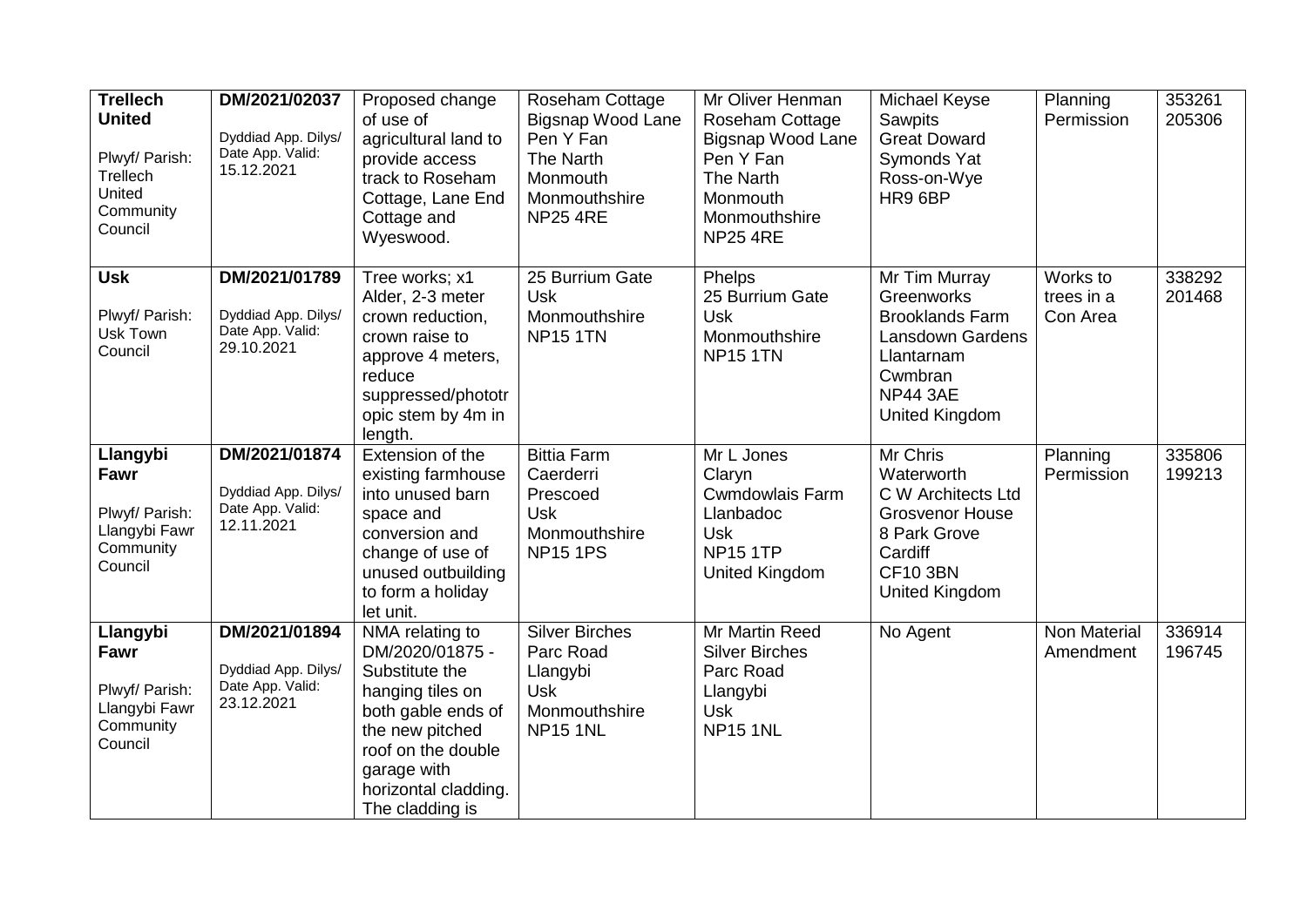| **Trellech United**<br><br>Plwyf/ Parish: Trellech United Community Council | DM/2021/02037<br><br>Dyddiad App. Dilys/ Date App. Valid: 15.12.2021 | Proposed change of use of agricultural land to provide access track to Roseham Cottage, Lane End Cottage and Wyeswood. | Roseham Cottage Bigsnap Wood Lane Pen Y Fan The Narth Monmouth Monmouthshire NP25 4RE | Mr Oliver Henman Roseham Cottage Bigsnap Wood Lane Pen Y Fan The Narth Monmouth Monmouthshire NP25 4RE | Michael Keyse Sawpits Great Doward Symonds Yat Ross-on-Wye HR9 6BP | Planning Permission | 353261 205306 |
|---|---|---|---|---|---|---|---|
| **Usk**<br><br>Plwyf/ Parish: Usk Town Council | DM/2021/01789<br><br>Dyddiad App. Dilys/ Date App. Valid: 29.10.2021 | Tree works; x1 Alder, 2-3 meter crown reduction, crown raise to approve 4 meters, reduce suppressed/phototropic stem by 4m in length. | 25 Burrium Gate Usk Monmouthshire NP15 1TN | Phelps 25 Burrium Gate Usk Monmouthshire NP15 1TN | Mr Tim Murray Greenworks Brooklands Farm Lansdown Gardens Llantarnam Cwmbran NP44 3AE United Kingdom | Works to trees in a Con Area | 338292 201468 |
| **Llangybi Fawr**<br><br>Plwyf/ Parish: Llangybi Fawr Community Council | DM/2021/01874<br><br>Dyddiad App. Dilys/ Date App. Valid: 12.11.2021 | Extension of the existing farmhouse into unused barn space and conversion and change of use of unused outbuilding to form a holiday let unit. | Bittia Farm Caerderri Prescoed Usk Monmouthshire NP15 1PS | Mr L Jones Claryn Cwmdowlais Farm Llanbadoc Usk NP15 1TP United Kingdom | Mr Chris Waterworth C W Architects Ltd Grosvenor House 8 Park Grove Cardiff CF10 3BN United Kingdom | Planning Permission | 335806 199213 |
| **Llangybi Fawr**<br><br>Plwyf/ Parish: Llangybi Fawr Community Council | DM/2021/01894<br><br>Dyddiad App. Dilys/ Date App. Valid: 23.12.2021 | NMA relating to DM/2020/01875 - Substitute the hanging tiles on both gable ends of the new pitched roof on the double garage with horizontal cladding. The cladding is | Silver Birches Parc Road Llangybi Usk Monmouthshire NP15 1NL | Mr Martin Reed Silver Birches Parc Road Llangybi Usk NP15 1NL | No Agent | Non Material Amendment | 336914 196745 |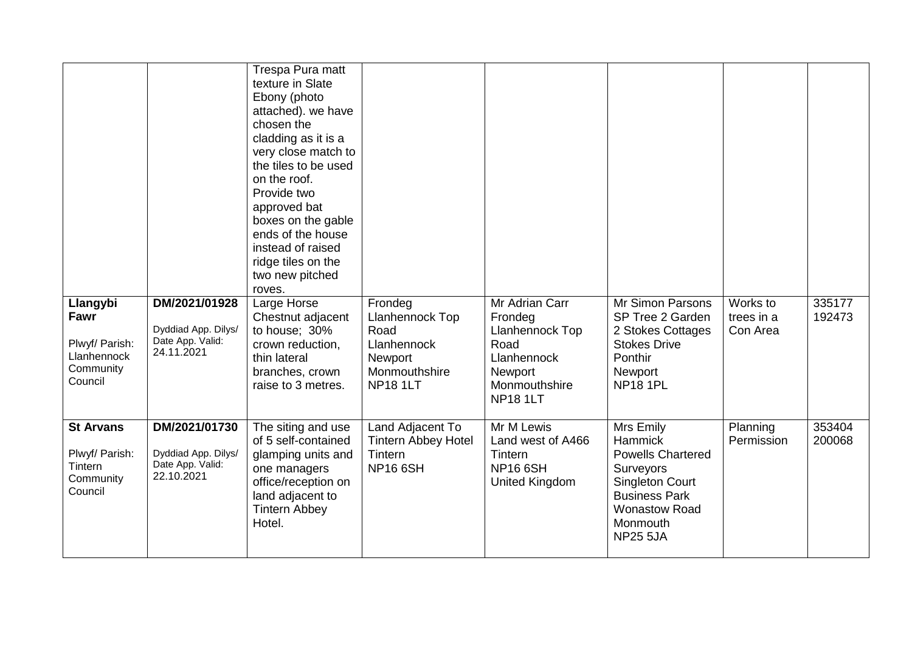| | | | | | | | |
|---|---|---|---|---|---|---|---|
| | | Trespa Pura matt texture in Slate Ebony (photo attached). we have chosen the cladding as it is a very close match to the tiles to be used on the roof. Provide two approved bat boxes on the gable ends of the house instead of raised ridge tiles on the two new pitched roves. | | | | | |
| **Llangybi Fawr**<br><br>Plwyf/ Parish: Llanhennock Community Council | **DM/2021/01928**<br><br>Dyddiad App. Dilys/ Date App. Valid: 24.11.2021 | Large Horse Chestnut adjacent to house; 30% crown reduction, thin lateral branches, crown raise to 3 metres. | Frondeg Llanhennock Top Road Llanhennock Newport Monmouthshire **NP18 1LT** | Mr Adrian Carr Frondeg Llanhennock Top Road Llanhennock Newport Monmouthshire **NP18 1LT** | Mr Simon Parsons SP Tree 2 Garden 2 Stokes Cottages Stokes Drive Ponthir Newport **NP18 1PL** | Works to trees in a Con Area | 335177 192473 |
| **St Arvans**<br><br>Plwyf/ Parish: Tintern Community Council | **DM/2021/01730**<br><br>Dyddiad App. Dilys/ Date App. Valid: 22.10.2021 | The siting and use of 5 self-contained glamping units and one managers office/reception on land adjacent to Tintern Abbey Hotel. | Land Adjacent To Tintern Abbey Hotel Tintern **NP16 6SH** | Mr M Lewis Land west of A466 Tintern **NP16 6SH** United Kingdom | Mrs Emily Hammick Powells Chartered Surveyors Singleton Court Business Park Wonastow Road Monmouth **NP25 5JA** | Planning Permission | 353404 200068 |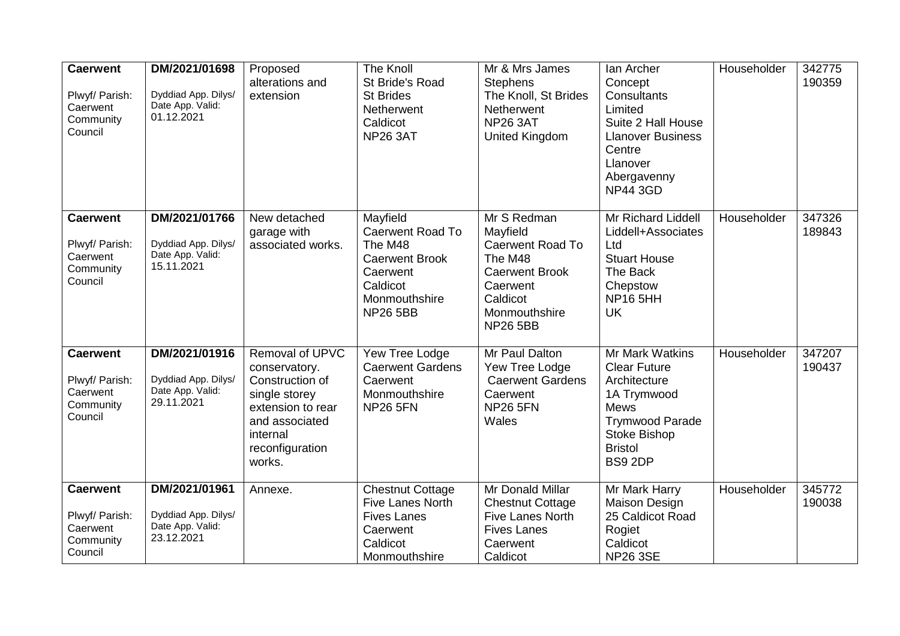| | | | | | | | |
|---|---|---|---|---|---|---|---|
| **Caerwent**<br><br>Plwyf/ Parish: Caerwent Community Council | **DM/2021/01698**<br><br>Dyddiad App. Dilys/ Date App. Valid: 01.12.2021 | Proposed alterations and extension | The Knoll<br>St Bride's Road<br>St Brides<br>Netherwent<br>Caldicot<br>NP26 3AT | Mr & Mrs James Stephens<br>The Knoll, St Brides<br>Netherwent<br>NP26 3AT<br>United Kingdom | Ian Archer<br>Concept Consultants Limited<br>Suite 2 Hall House<br>Llanover Business Centre<br>Llanover<br>Abergavenny<br>NP44 3GD | Householder | 342775<br>190359 |
| **Caerwent**<br><br>Plwyf/ Parish: Caerwent Community Council | **DM/2021/01766**<br><br>Dyddiad App. Dilys/ Date App. Valid: 15.11.2021 | New detached garage with associated works. | Mayfield<br>Caerwent Road To The M48<br>Caerwent Brook<br>Caerwent<br>Caldicot<br>Monmouthshire<br>NP26 5BB | Mr S Redman<br>Mayfield<br>Caerwent Road To The M48<br>Caerwent Brook<br>Caerwent<br>Caldicot<br>Monmouthshire<br>NP26 5BB | Mr Richard Liddell<br>Liddell+Associates Ltd<br>Stuart House<br>The Back<br>Chepstow<br>NP16 5HH<br>UK | Householder | 347326<br>189843 |
| **Caerwent**<br><br>Plwyf/ Parish: Caerwent Community Council | **DM/2021/01916**<br><br>Dyddiad App. Dilys/ Date App. Valid: 29.11.2021 | Removal of UPVC conservatory. Construction of single storey extension to rear and associated internal reconfiguration works. | Yew Tree Lodge<br>Caerwent Gardens<br>Caerwent<br>Monmouthshire<br>NP26 5FN | Mr Paul Dalton<br>Yew Tree Lodge<br>Caerwent Gardens<br>Caerwent<br>NP26 5FN<br>Wales | Mr Mark Watkins<br>Clear Future Architecture<br>1A Trymwood Mews<br>Trymwood Parade<br>Stoke Bishop<br>Bristol<br>BS9 2DP | Householder | 347207<br>190437 |
| **Caerwent**<br><br>Plwyf/ Parish: Caerwent Community Council | **DM/2021/01961**<br><br>Dyddiad App. Dilys/ Date App. Valid: 23.12.2021 | Annexe. | Chestnut Cottage<br>Five Lanes North<br>Fives Lanes<br>Caerwent<br>Caldicot<br>Monmouthshire | Mr Donald Millar<br>Chestnut Cottage<br>Five Lanes North<br>Fives Lanes<br>Caerwent<br>Caldicot | Mr Mark Harry<br>Maison Design<br>25 Caldicot Road<br>Rogiet<br>Caldicot<br>NP26 3SE | Householder | 345772<br>190038 |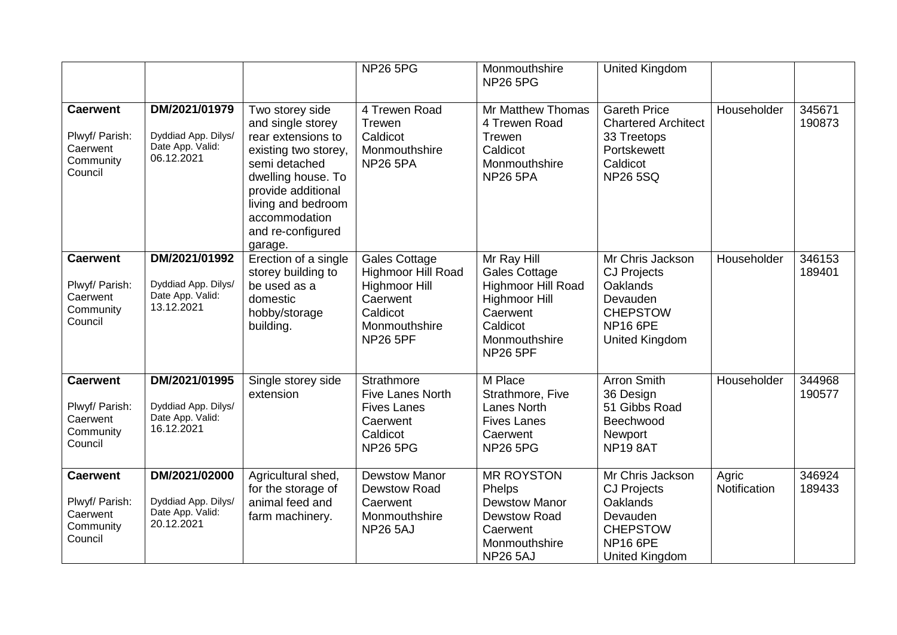|  |  |  | NP26 5PG | Monmouthshire NP26 5PG | United Kingdom |  |  |
|---|---|---|---|---|---|---|---|
| **Caerwent** Plwyf/ Parish: Caerwent Community Council | **DM/2021/01979** Dyddiad App. Dilys/ Date App. Valid: 06.12.2021 | Two storey side and single storey rear extensions to existing two storey, semi detached dwelling house. To provide additional living and bedroom accommodation and re-configured garage. | 4 Trewen Road Trewen Caldicot Monmouthshire NP26 5PA | Mr Matthew Thomas 4 Trewen Road Trewen Caldicot Monmouthshire NP26 5PA | Gareth Price Chartered Architect 33 Treetops Portskewett Caldicot NP26 5SQ | Householder | 345671 190873 |
| **Caerwent** Plwyf/ Parish: Caerwent Community Council | **DM/2021/01992** Dyddiad App. Dilys/ Date App. Valid: 13.12.2021 | Erection of a single storey building to be used as a domestic hobby/storage building. | Gales Cottage Highmoor Hill Road Highmoor Hill Caerwent Caldicot Monmouthshire NP26 5PF | Mr Ray Hill Gales Cottage Highmoor Hill Road Highmoor Hill Caerwent Caldicot Monmouthshire NP26 5PF | Mr Chris Jackson CJ Projects Oaklands Devauden CHEPSTOW NP16 6PE United Kingdom | Householder | 346153 189401 |
| **Caerwent** Plwyf/ Parish: Caerwent Community Council | **DM/2021/01995** Dyddiad App. Dilys/ Date App. Valid: 16.12.2021 | Single storey side extension | Strathmore Five Lanes North Fives Lanes Caerwent Caldicot NP26 5PG | M Place Strathmore, Five Lanes North Fives Lanes Caerwent NP26 5PG | Arron Smith 36 Design 51 Gibbs Road Beechwood Newport NP19 8AT | Householder | 344968 190577 |
| **Caerwent** Plwyf/ Parish: Caerwent Community Council | **DM/2021/02000** Dyddiad App. Dilys/ Date App. Valid: 20.12.2021 | Agricultural shed, for the storage of animal feed and farm machinery. | Dewstow Manor Dewstow Road Caerwent Monmouthshire NP26 5AJ | MR ROYSTON Phelps Dewstow Manor Dewstow Road Caerwent Monmouthshire NP26 5AJ | Mr Chris Jackson CJ Projects Oaklands Devauden CHEPSTOW NP16 6PE United Kingdom | Agric Notification | 346924 189433 |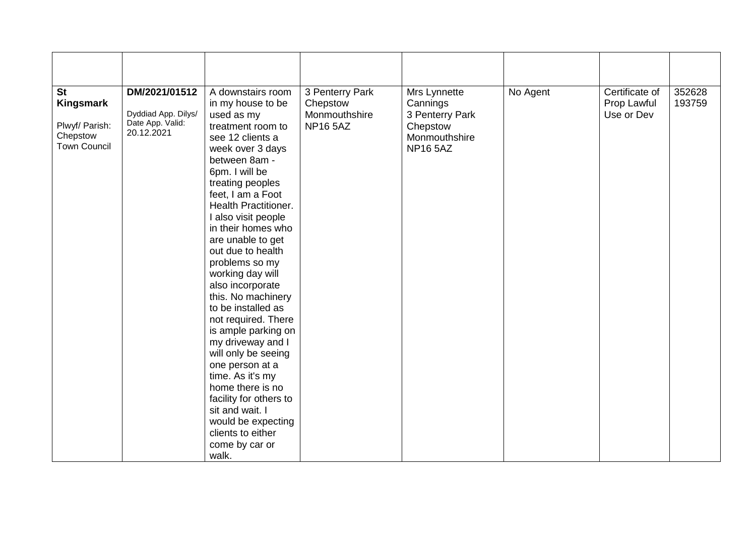| | | | | | | | |
|---|---|---|---|---|---|---|---|
| **St Kingsmark** Plwyf/ Parish: Chepstow Town Council | **DM/2021/01512** Dyddiad App. Dilys/ Date App. Valid: 20.12.2021 | A downstairs room in my house to be used as my treatment room to see 12 clients a week over 3 days between 8am - 6pm. I will be treating peoples feet, I am a Foot Health Practitioner. I also visit people in their homes who are unable to get out due to health problems so my working day will also incorporate this. No machinery to be installed as not required. There is ample parking on my driveway and I will only be seeing one person at a time. As it's my home there is no facility for others to sit and wait. I would be expecting clients to either come by car or walk. | 3 Penterry Park Chepstow Monmouthshire NP16 5AZ | Mrs Lynnette Cannings 3 Penterry Park Chepstow Monmouthshire NP16 5AZ | No Agent | Certificate of Prop Lawful Use or Dev | 352628 193759 |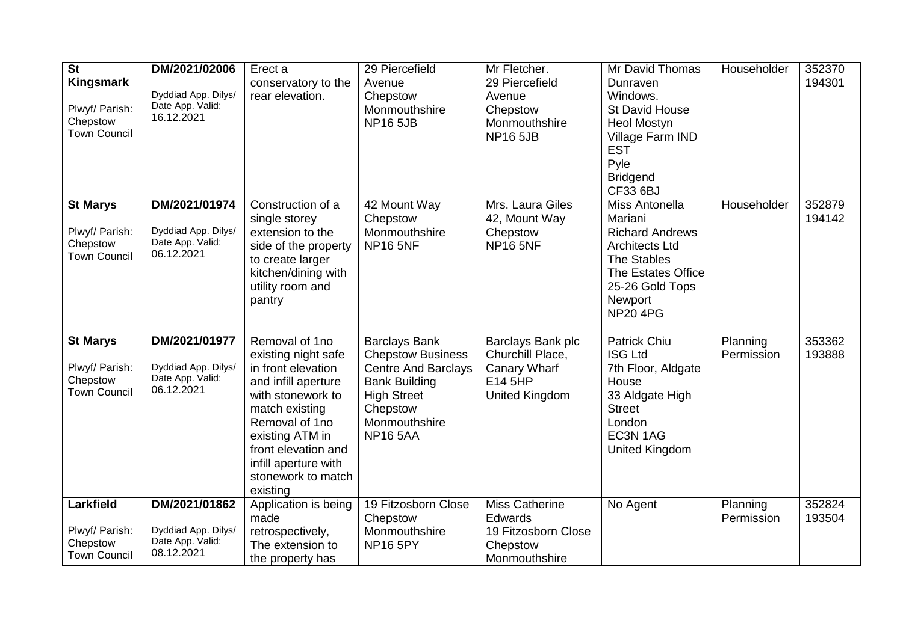| St Kingsmark<br><br>Plwyf/ Parish: Chepstow Town Council | DM/2021/02006<br><br>Dyddiad App. Dilys/ Date App. Valid: 16.12.2021 | Erect a conservatory to the rear elevation. | 29 Piercefield Avenue Chepstow Monmouthshire NP16 5JB | Mr Fletcher. 29 Piercefield Avenue Chepstow Monmouthshire NP16 5JB | Mr David Thomas Dunraven Windows. St David House Heol Mostyn Village Farm IND EST Pyle Bridgend CF33 6BJ | Householder | 352370 194301 |
|---|---|---|---|---|---|---|---|
| **St Marys**<br><br>Plwyf/ Parish: Chepstow Town Council | **DM/2021/01974**<br><br>Dyddiad App. Dilys/ Date App. Valid: 06.12.2021 | Construction of a single storey extension to the side of the property to create larger kitchen/dining with utility room and pantry | 42 Mount Way Chepstow Monmouthshire NP16 5NF | Mrs. Laura Giles 42, Mount Way Chepstow NP16 5NF | Miss Antonella Mariani Richard Andrews Architects Ltd The Stables The Estates Office 25-26 Gold Tops Newport NP20 4PG | Householder | 352879 194142 |
| **St Marys**<br><br>Plwyf/ Parish: Chepstow Town Council | **DM/2021/01977**<br><br>Dyddiad App. Dilys/ Date App. Valid: 06.12.2021 | Removal of 1no existing night safe in front elevation and infill aperture with stonework to match existing Removal of 1no existing ATM in front elevation and infill aperture with stonework to match existing | Barclays Bank Chepstow Business Centre And Barclays Bank Building High Street Chepstow Monmouthshire NP16 5AA | Barclays Bank plc Churchill Place, Canary Wharf E14 5HP United Kingdom | Patrick Chiu ISG Ltd 7th Floor, Aldgate House 33 Aldgate High Street London EC3N 1AG United Kingdom | Planning Permission | 353362 193888 |
| **Larkfield**<br><br>Plwyf/ Parish: Chepstow Town Council | **DM/2021/01862**<br><br>Dyddiad App. Dilys/ Date App. Valid: 08.12.2021 | Application is being made retrospectively, The extension to the property has | 19 Fitzosborn Close Chepstow Monmouthshire NP16 5PY | Miss Catherine Edwards 19 Fitzosborn Close Chepstow Monmouthshire | No Agent | Planning Permission | 352824 193504 |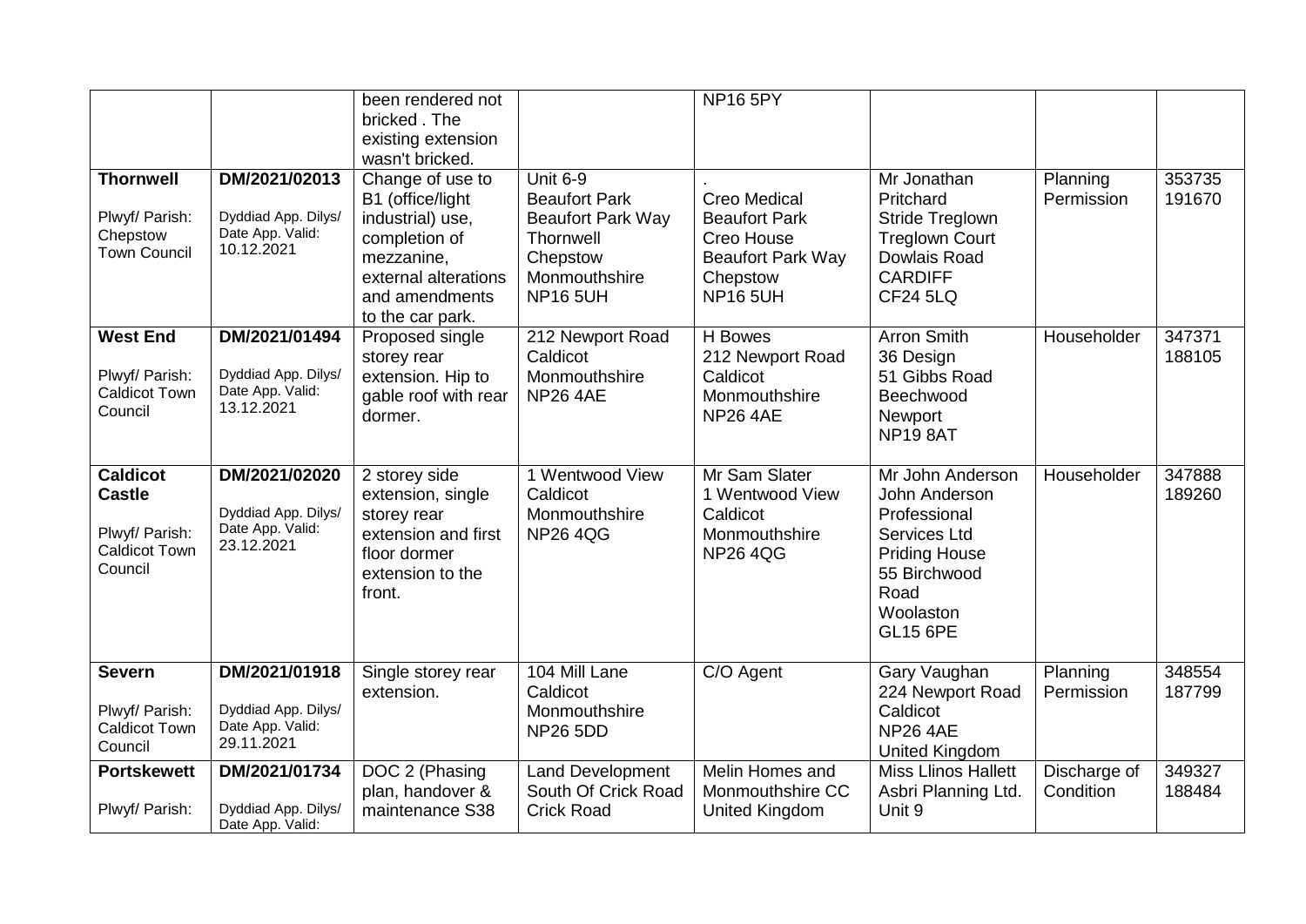| | | | | | | | |
|---|---|---|---|---|---|---|---|
| | | been rendered not bricked . The existing extension wasn't bricked. | | NP16 5PY | | | |
| **Thornwell**<br><br>Plwyf/ Parish: Chepstow Town Council | **DM/2021/02013**<br><br>Dyddiad App. Dilys/ Date App. Valid: 10.12.2021 | Change of use to B1 (office/light industrial) use, completion of mezzanine, external alterations and amendments to the car park. | Unit 6-9 Beaufort Park Beaufort Park Way Thornwell Chepstow Monmouthshire NP16 5UH | . Creo Medical Beaufort Park Creo House Beaufort Park Way Chepstow NP16 5UH | Mr Jonathan Pritchard Stride Treglown Treglown Court Dowlais Road CARDIFF CF24 5LQ | Planning Permission | 353735 191670 |
| **West End**<br><br>Plwyf/ Parish: Caldicot Town Council | **DM/2021/01494**<br><br>Dyddiad App. Dilys/ Date App. Valid: 13.12.2021 | Proposed single storey rear extension. Hip to gable roof with rear dormer. | 212 Newport Road Caldicot Monmouthshire NP26 4AE | H Bowes 212 Newport Road Caldicot Monmouthshire NP26 4AE | Arron Smith 36 Design 51 Gibbs Road Beechwood Newport NP19 8AT | Householder | 347371 188105 |
| **Caldicot Castle**<br><br>Plwyf/ Parish: Caldicot Town Council | **DM/2021/02020**<br><br>Dyddiad App. Dilys/ Date App. Valid: 23.12.2021 | 2 storey side extension, single storey rear extension and first floor dormer extension to the front. | 1 Wentwood View Caldicot Monmouthshire NP26 4QG | Mr Sam Slater 1 Wentwood View Caldicot Monmouthshire NP26 4QG | Mr John Anderson John Anderson Professional Services Ltd Priding House 55 Birchwood Road Woolaston GL15 6PE | Householder | 347888 189260 |
| **Severn**<br><br>Plwyf/ Parish: Caldicot Town Council | **DM/2021/01918**<br><br>Dyddiad App. Dilys/ Date App. Valid: 29.11.2021 | Single storey rear extension. | 104 Mill Lane Caldicot Monmouthshire NP26 5DD | C/O Agent | Gary Vaughan 224 Newport Road Caldicot NP26 4AE United Kingdom | Planning Permission | 348554 187799 |
| **Portskewett**<br><br>Plwyf/ Parish: | **DM/2021/01734**<br><br>Dyddiad App. Dilys/ Date App. Valid: | DOC 2 (Phasing plan, handover & maintenance S38 | Land Development South Of Crick Road Crick Road | Melin Homes and Monmouthshire CC United Kingdom | Miss Llinos Hallett Asbri Planning Ltd. Unit 9 | Discharge of Condition | 349327 188484 |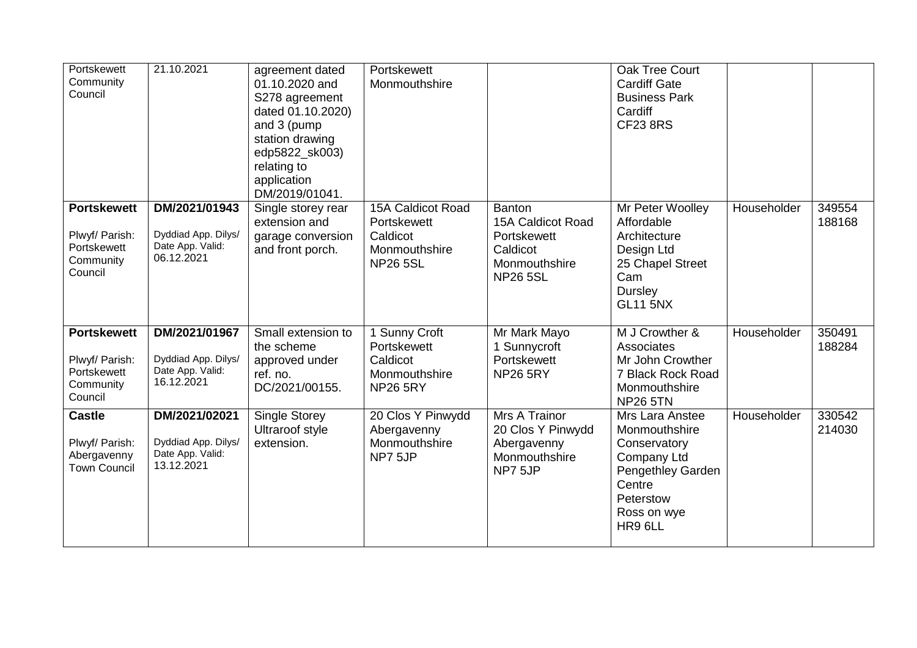| | | | | | | | |
|---|---|---|---|---|---|---|---|
| Portskewett Community Council | 21.10.2021 | agreement dated 01.10.2020 and S278 agreement dated 01.10.2020) and 3 (pump station drawing edp5822_sk003) relating to application DM/2019/01041. | Portskewett Monmouthshire | | Oak Tree Court Cardiff Gate Business Park Cardiff CF23 8RS | | |
| **Portskewett**<br>Plwyf/ Parish: Portskewett Community Council | **DM/2021/01943**<br>Dyddiad App. Dilys/ Date App. Valid: 06.12.2021 | Single storey rear extension and garage conversion and front porch. | 15A Caldicot Road Portskewett Caldicot Monmouthshire NP26 5SL | Banton 15A Caldicot Road Portskewett Caldicot Monmouthshire NP26 5SL | Mr Peter Woolley Affordable Architecture Design Ltd 25 Chapel Street Cam Dursley GL11 5NX | Householder | 349554 188168 |
| **Portskewett**<br>Plwyf/ Parish: Portskewett Community Council | **DM/2021/01967**<br>Dyddiad App. Dilys/ Date App. Valid: 16.12.2021 | Small extension to the scheme approved under ref. no. DC/2021/00155. | 1 Sunny Croft Portskewett Caldicot Monmouthshire NP26 5RY | Mr Mark Mayo 1 Sunnycroft Portskewett NP26 5RY | M J Crowther & Associates Mr John Crowther 7 Black Rock Road Monmouthshire NP26 5TN | Householder | 350491 188284 |
| **Castle**<br>Plwyf/ Parish: Abergavenny Town Council | **DM/2021/02021**<br>Dyddiad App. Dilys/ Date App. Valid: 13.12.2021 | Single Storey Ultraroof style extension. | 20 Clos Y Pinwydd Abergavenny Monmouthshire NP7 5JP | Mrs A Trainor 20 Clos Y Pinwydd Abergavenny Monmouthshire NP7 5JP | Mrs Lara Anstee Monmouthshire Conservatory Company Ltd Pengethley Garden Centre Peterstow Ross on wye HR9 6LL | Householder | 330542 214030 |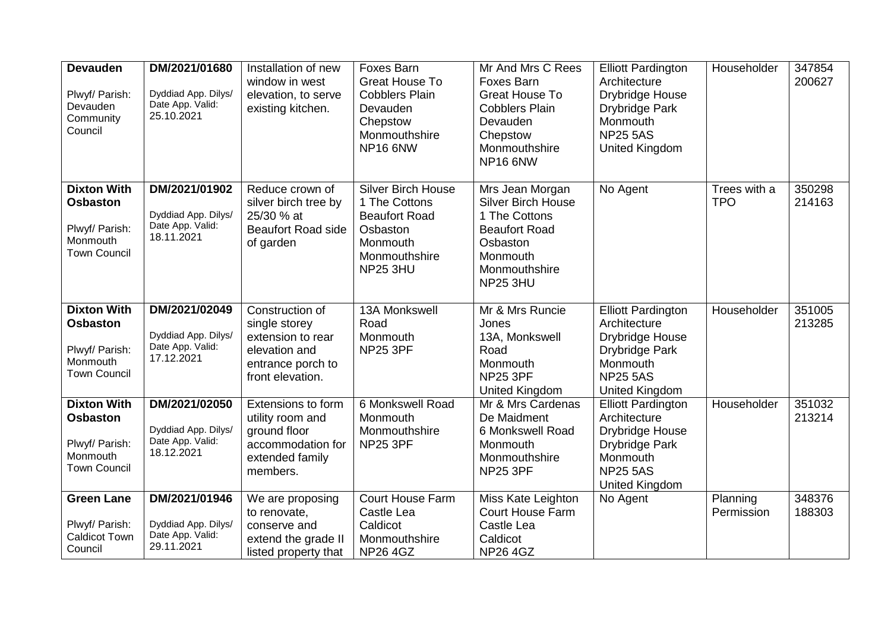| | | | | | | | |
|---|---|---|---|---|---|---|---|
| **Devauden**<br><br>Plwyf/ Parish: Devauden Community Council | DM/2021/01680<br><br>Dyddiad App. Dilys/ Date App. Valid: 25.10.2021 | Installation of new window in west elevation, to serve existing kitchen. | Foxes Barn Great House To Cobblers Plain Devauden Chepstow Monmouthshire NP16 6NW | Mr And Mrs C Rees Foxes Barn Great House To Cobblers Plain Devauden Chepstow Monmouthshire NP16 6NW | Elliott Pardington Architecture Drybridge House Drybridge Park Monmouth NP25 5AS United Kingdom | Householder | 347854 200627 |
| **Dixton With Osbaston**<br><br>Plwyf/ Parish: Monmouth Town Council | DM/2021/01902<br><br>Dyddiad App. Dilys/ Date App. Valid: 18.11.2021 | Reduce crown of silver birch tree by 25/30 % at Beaufort Road side of garden | Silver Birch House 1 The Cottons Beaufort Road Osbaston Monmouth Monmouthshire NP25 3HU | Mrs Jean Morgan Silver Birch House 1 The Cottons Beaufort Road Osbaston Monmouth Monmouthshire NP25 3HU | No Agent | Trees with a TPO | 350298 214163 |
| **Dixton With Osbaston**<br><br>Plwyf/ Parish: Monmouth Town Council | DM/2021/02049<br><br>Dyddiad App. Dilys/ Date App. Valid: 17.12.2021 | Construction of single storey extension to rear elevation and entrance porch to front elevation. | 13A Monkswell Road Monmouth NP25 3PF | Mr & Mrs Runcie Jones 13A, Monkswell Road Monmouth NP25 3PF United Kingdom | Elliott Pardington Architecture Drybridge House Drybridge Park Monmouth NP25 5AS United Kingdom | Householder | 351005 213285 |
| **Dixton With Osbaston**<br><br>Plwyf/ Parish: Monmouth Town Council | DM/2021/02050<br><br>Dyddiad App. Dilys/ Date App. Valid: 18.12.2021 | Extensions to form utility room and ground floor accommodation for extended family members. | 6 Monkswell Road Monmouth Monmouthshire NP25 3PF | Mr & Mrs Cardenas De Maidment 6 Monkswell Road Monmouth Monmouthshire NP25 3PF | Elliott Pardington Architecture Drybridge House Drybridge Park Monmouth NP25 5AS United Kingdom | Householder | 351032 213214 |
| **Green Lane**<br><br>Plwyf/ Parish: Caldicot Town Council | DM/2021/01946<br><br>Dyddiad App. Dilys/ Date App. Valid: 29.11.2021 | We are proposing to renovate, conserve and extend the grade II listed property that | Court House Farm Castle Lea Caldicot Monmouthshire NP26 4GZ | Miss Kate Leighton Court House Farm Castle Lea Caldicot NP26 4GZ | No Agent | Planning Permission | 348376 188303 |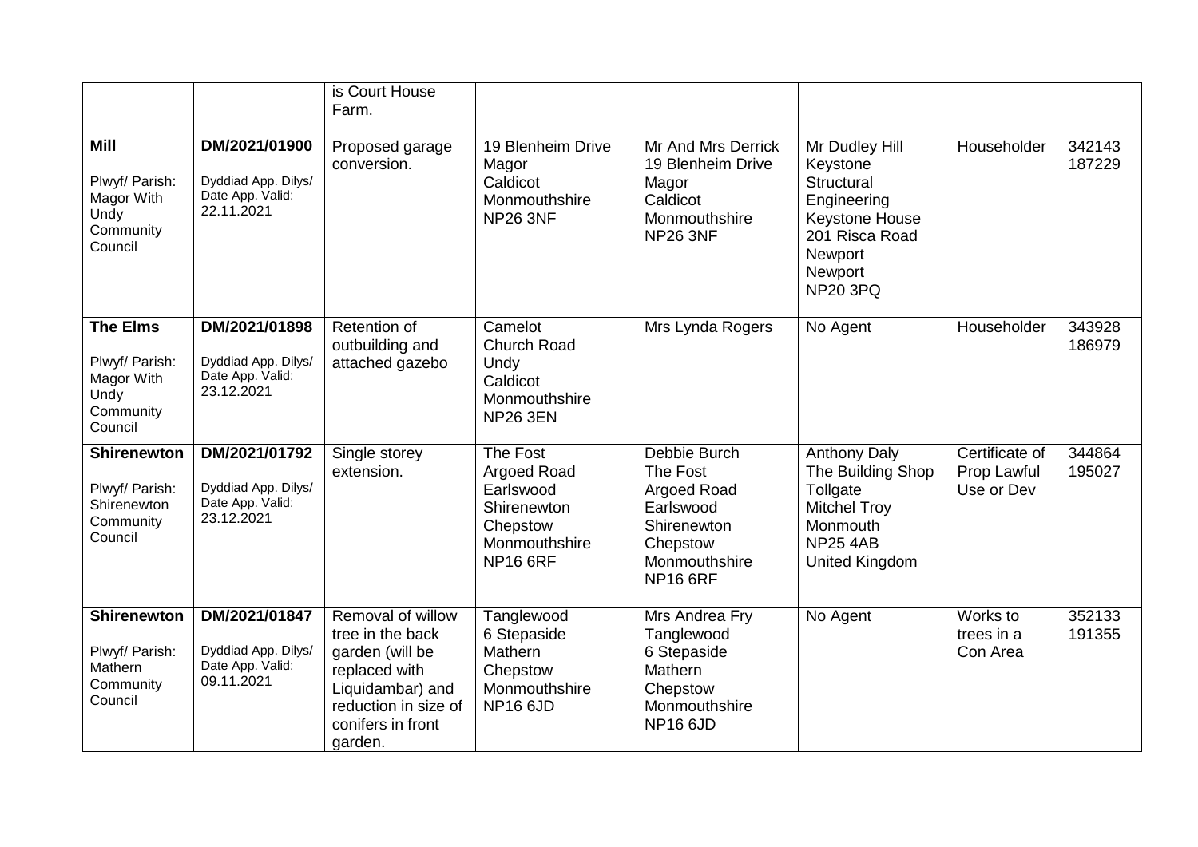| | | is Court House Farm. | | | | | |
|---|---|---|---|---|---|---|---|
| **Mill** Plwyf/ Parish: Magor With Undy Community Council | DM/2021/01900 Dyddiad App. Dilys/ Date App. Valid: 22.11.2021 | Proposed garage conversion. | 19 Blenheim Drive Magor Caldicot Monmouthshire NP26 3NF | Mr And Mrs Derrick 19 Blenheim Drive Magor Caldicot Monmouthshire NP26 3NF | Mr Dudley Hill Keystone Structural Engineering Keystone House 201 Risca Road Newport Newport NP20 3PQ | Householder | 342143 187229 |
| **The Elms** Plwyf/ Parish: Magor With Undy Community Council | DM/2021/01898 Dyddiad App. Dilys/ Date App. Valid: 23.12.2021 | Retention of outbuilding and attached gazebo | Camelot Church Road Undy Caldicot Monmouthshire NP26 3EN | Mrs Lynda Rogers | No Agent | Householder | 343928 186979 |
| **Shirenewton** Plwyf/ Parish: Shirenewton Community Council | DM/2021/01792 Dyddiad App. Dilys/ Date App. Valid: 23.12.2021 | Single storey extension. | The Fost Argoed Road Earlswood Shirenewton Chepstow Monmouthshire NP16 6RF | Debbie Burch The Fost Argoed Road Earlswood Shirenewton Chepstow Monmouthshire NP16 6RF | Anthony Daly The Building Shop Tollgate Mitchel Troy Monmouth NP25 4AB United Kingdom | Certificate of Prop Lawful Use or Dev | 344864 195027 |
| **Shirenewton** Plwyf/ Parish: Mathern Community Council | DM/2021/01847 Dyddiad App. Dilys/ Date App. Valid: 09.11.2021 | Removal of willow tree in the back garden (will be replaced with Liquidambar) and reduction in size of conifers in front garden. | Tanglewood 6 Stepaside Mathern Chepstow Monmouthshire NP16 6JD | Mrs Andrea Fry Tanglewood 6 Stepaside Mathern Chepstow Monmouthshire NP16 6JD | No Agent | Works to trees in a Con Area | 352133 191355 |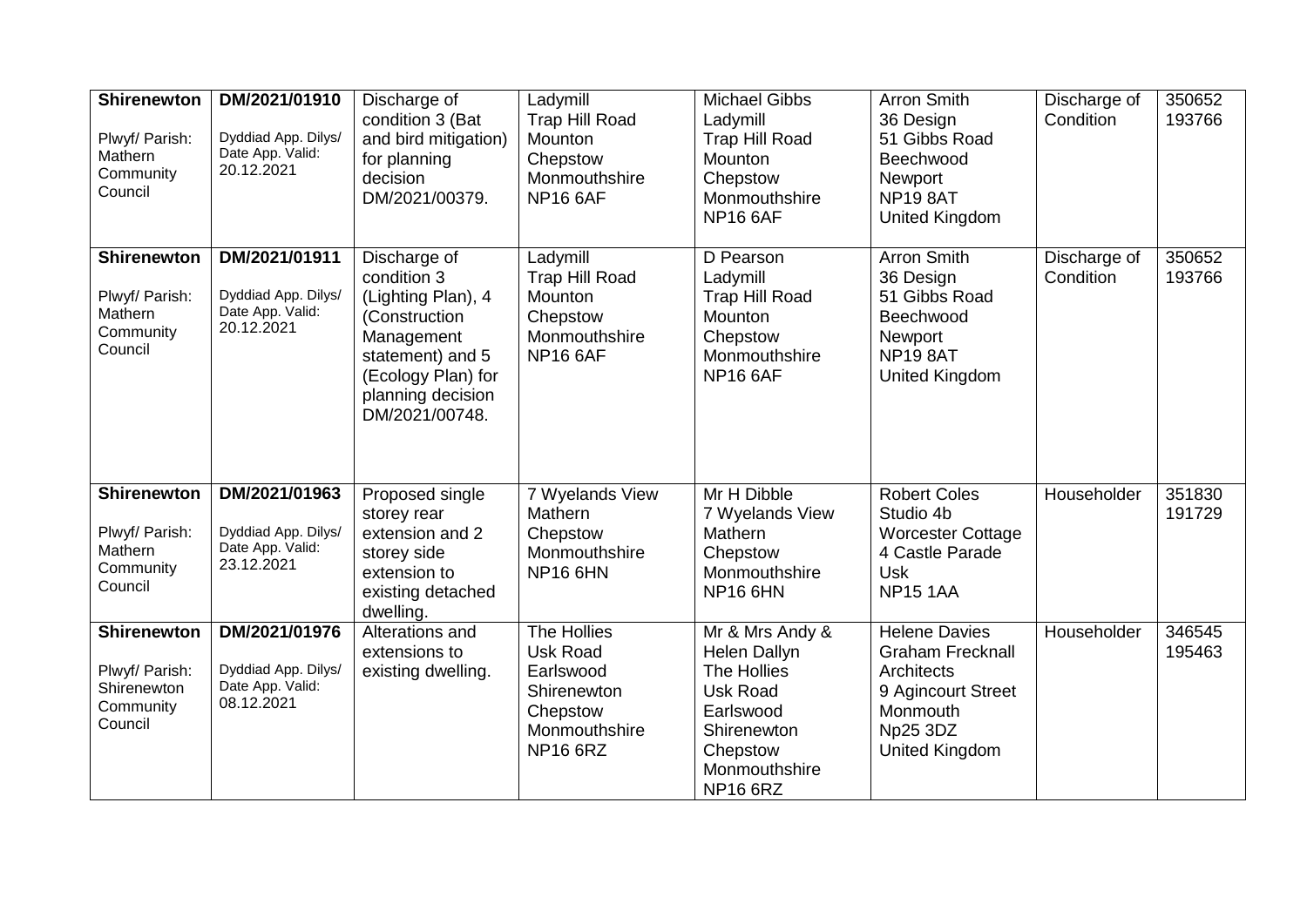| | | | | | | | |
|---|---|---|---|---|---|---|---|
| **Shirenewton**<br><br>Plwyf/ Parish: Mathern Community Council | **DM/2021/01910**<br><br>Dyddiad App. Dilys/ Date App. Valid: 20.12.2021 | Discharge of condition 3 (Bat and bird mitigation) for planning decision DM/2021/00379. | Ladymill<br>Trap Hill Road<br>Mounton<br>Chepstow<br>Monmouthshire<br>NP16 6AF | Michael Gibbs<br>Ladymill<br>Trap Hill Road<br>Mounton<br>Chepstow<br>Monmouthshire<br>NP16 6AF | Arron Smith<br>36 Design<br>51 Gibbs Road<br>Beechwood<br>Newport<br>NP19 8AT<br>United Kingdom | Discharge of Condition | 350652<br>193766 |
| **Shirenewton**<br><br>Plwyf/ Parish: Mathern Community Council | **DM/2021/01911**<br><br>Dyddiad App. Dilys/ Date App. Valid: 20.12.2021 | Discharge of condition 3 (Lighting Plan), 4 (Construction Management statement) and 5 (Ecology Plan) for planning decision DM/2021/00748. | Ladymill<br>Trap Hill Road<br>Mounton<br>Chepstow<br>Monmouthshire<br>NP16 6AF | D Pearson<br>Ladymill<br>Trap Hill Road<br>Mounton<br>Chepstow<br>Monmouthshire<br>NP16 6AF | Arron Smith<br>36 Design<br>51 Gibbs Road<br>Beechwood<br>Newport<br>NP19 8AT<br>United Kingdom | Discharge of Condition | 350652<br>193766 |
| **Shirenewton**<br><br>Plwyf/ Parish: Mathern Community Council | **DM/2021/01963**<br><br>Dyddiad App. Dilys/ Date App. Valid: 23.12.2021 | Proposed single storey rear extension and 2 storey side extension to existing detached dwelling. | 7 Wyelands View<br>Mathern<br>Chepstow<br>Monmouthshire<br>NP16 6HN | Mr H Dibble<br>7 Wyelands View<br>Mathern<br>Chepstow<br>Monmouthshire<br>NP16 6HN | Robert Coles<br>Studio 4b<br>Worcester Cottage<br>4 Castle Parade<br>Usk<br>NP15 1AA | Householder | 351830<br>191729 |
| **Shirenewton**<br><br>Plwyf/ Parish: Shirenewton Community Council | **DM/2021/01976**<br><br>Dyddiad App. Dilys/ Date App. Valid: 08.12.2021 | Alterations and extensions to existing dwelling. | The Hollies<br>Usk Road<br>Earlswood<br>Shirenewton<br>Chepstow<br>Monmouthshire<br>NP16 6RZ | Mr & Mrs Andy & Helen Dallyn<br>The Hollies<br>Usk Road<br>Earlswood<br>Shirenewton<br>Chepstow<br>Monmouthshire<br>NP16 6RZ | Helene Davies<br>Graham Frecknall Architects<br>9 Agincourt Street<br>Monmouth<br>Np25 3DZ<br>United Kingdom | Householder | 346545<br>195463 |